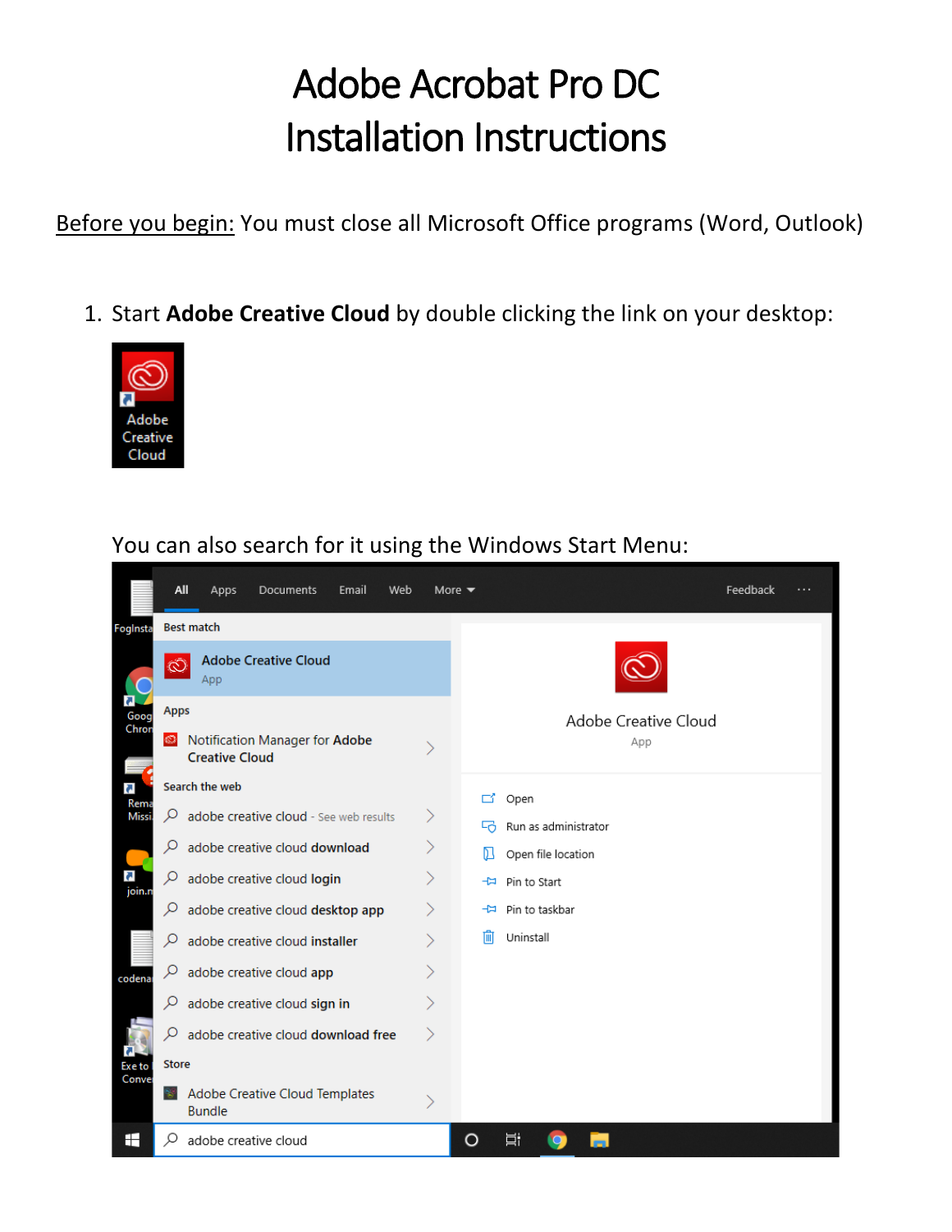# Adobe Acrobat Pro DC
# Installation Instructions

Before you begin: You must close all Microsoft Office programs (Word, Outlook)

1. Start **Adobe Creative Cloud** by double clicking the link on your desktop:

   You can also search for it using the Windows Start Menu: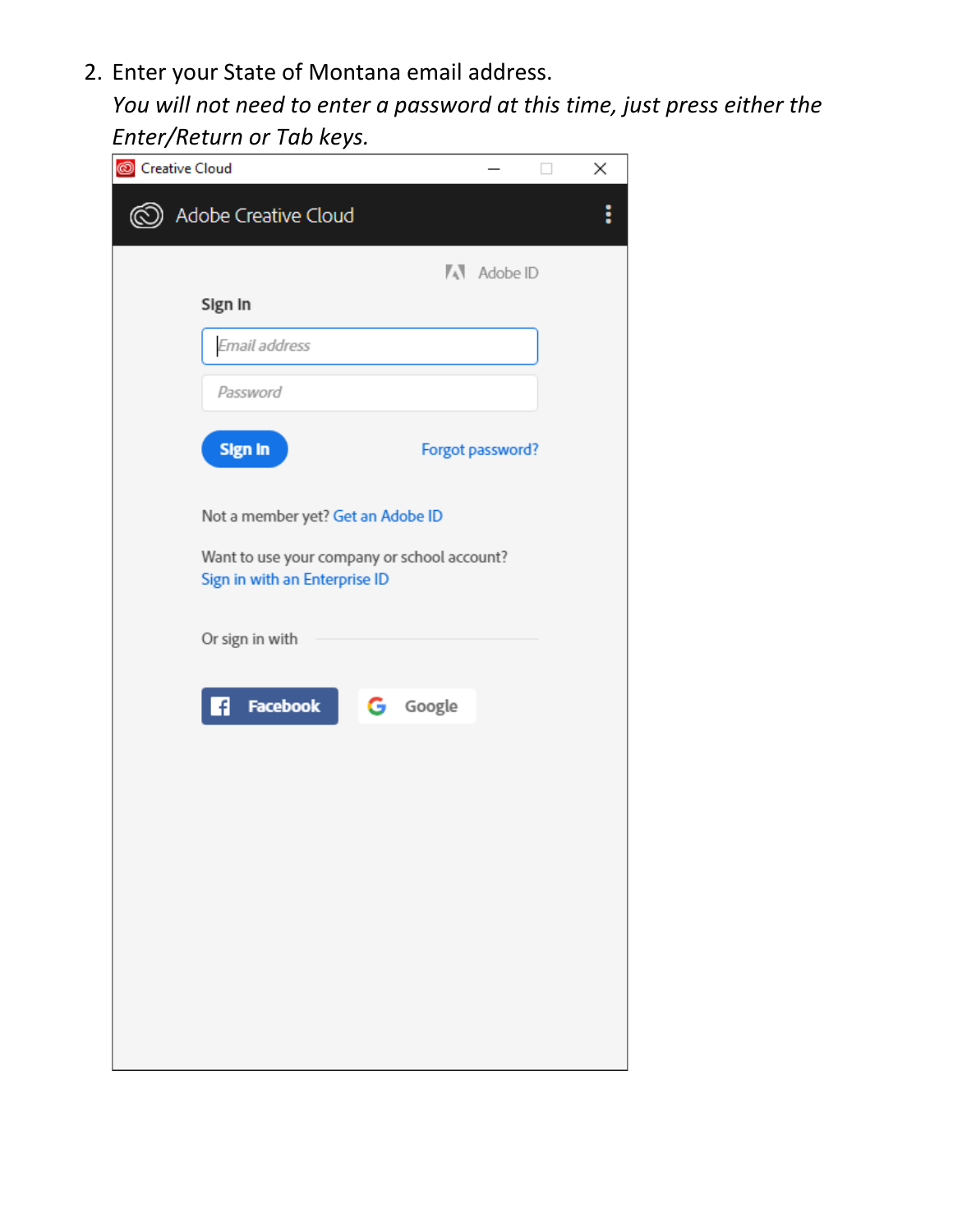2. Enter your State of Montana email address.
   *You will not need to enter a password at this time, just press either the Enter/Return or Tab keys.*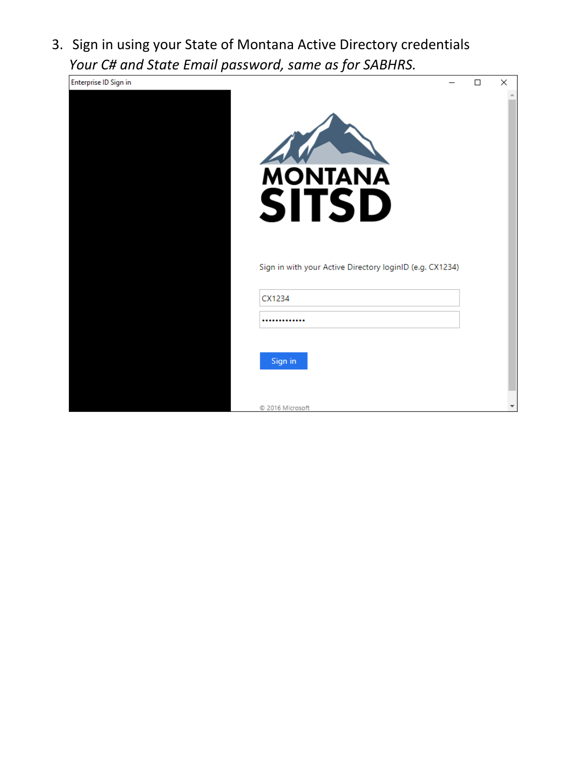3. Sign in using your State of Montana Active Directory credentials
   *Your C# and State Email password, same as for SABHRS.*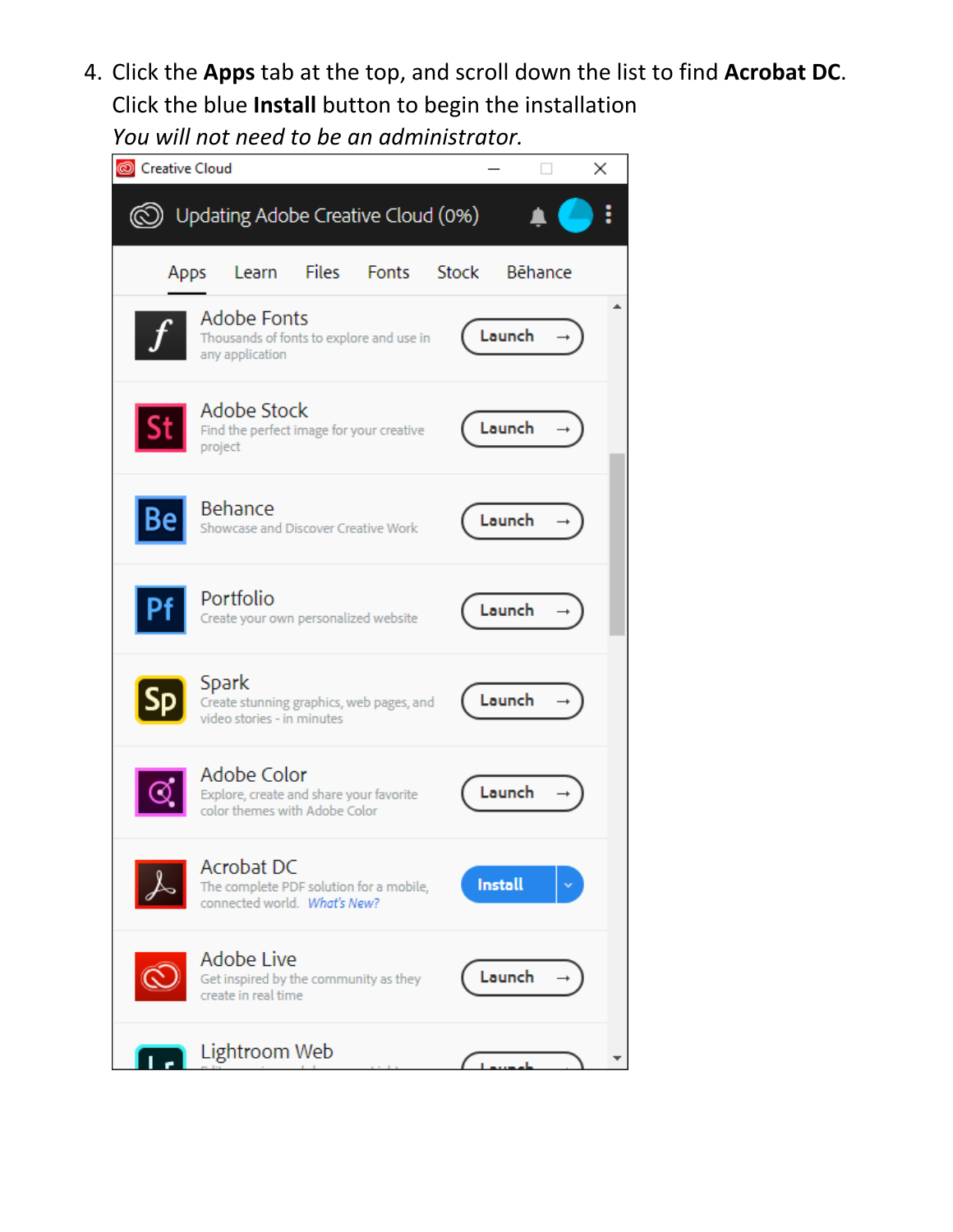4. Click the **Apps** tab at the top, and scroll down the list to find **Acrobat DC**. Click the blue **Install** button to begin the installation
   *You will not need to be an administrator.*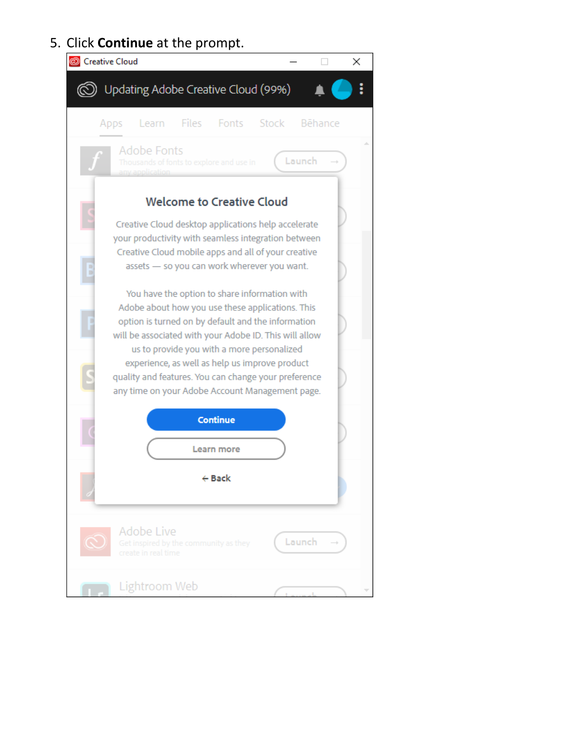5. Click **Continue** at the prompt.

Creative Cloud

Updating Adobe Creative Cloud (99%)

Apps Learn Files Fonts Stock Bēhance

Adobe Fonts

Thousands of fonts to explore and use in any application

Launch →

**Welcome to Creative Cloud**

Creative Cloud desktop applications help accelerate your productivity with seamless integration between Creative Cloud mobile apps and all of your creative assets — so you can work wherever you want.

You have the option to share information with Adobe about how you use these applications. This option is turned on by default and the information will be associated with your Adobe ID. This will allow us to provide you with a more personalized experience, as well as help us improve product quality and features. You can change your preference any time on your Adobe Account Management page.

**Continue**

Learn more

← Back

Adobe Live

Get inspired by the community as they create in real time

Launch →

Lightroom Web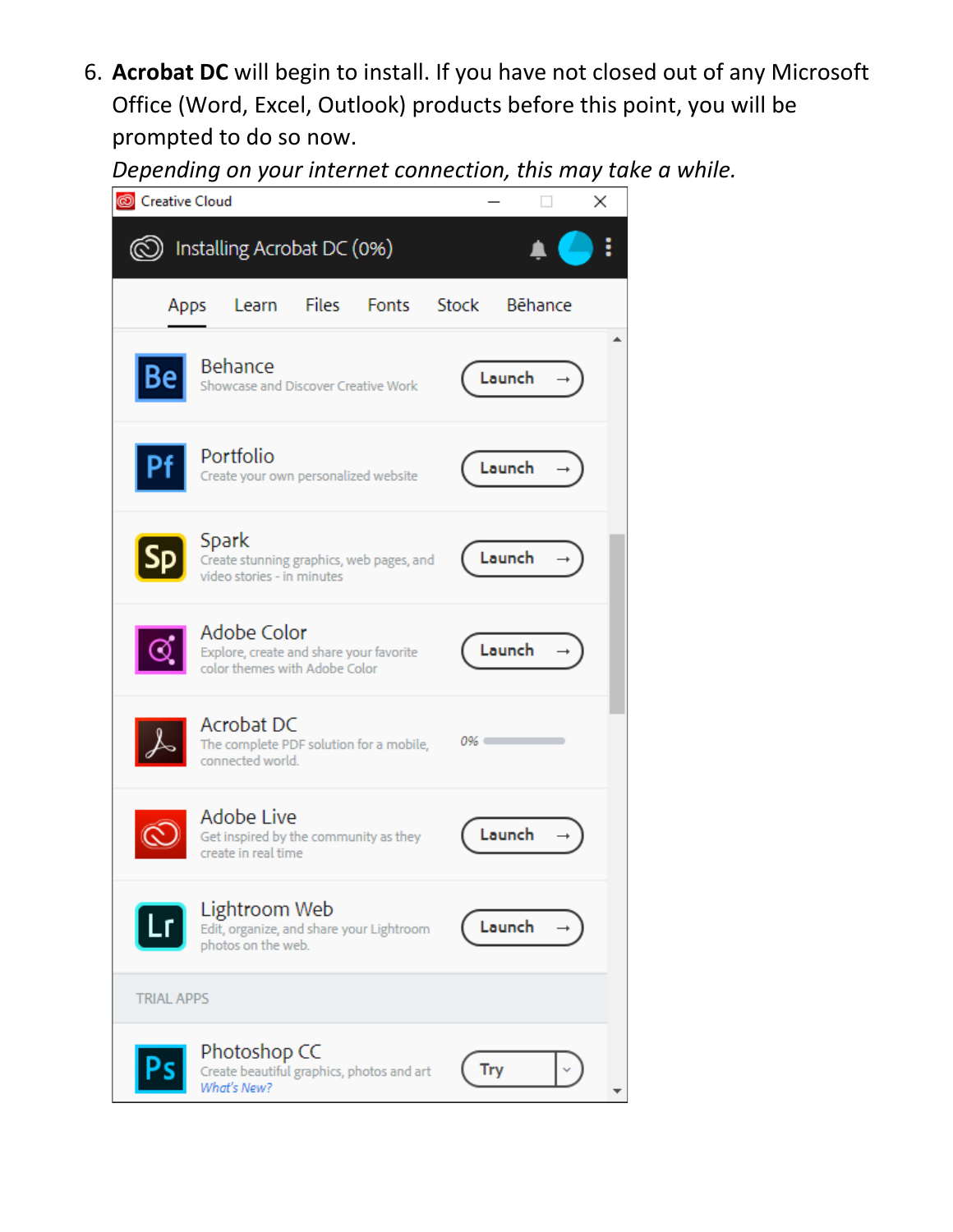6. **Acrobat DC** will begin to install. If you have not closed out of any Microsoft Office (Word, Excel, Outlook) products before this point, you will be prompted to do so now.

   *Depending on your internet connection, this may take a while.*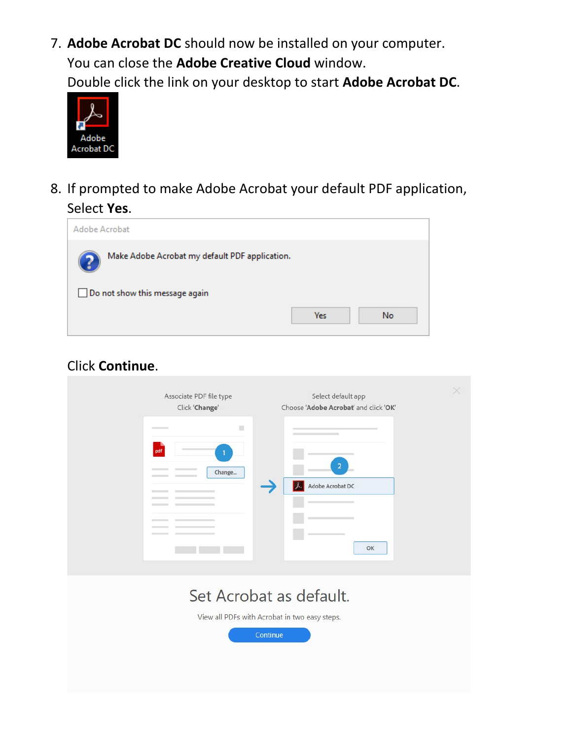7. **Adobe Acrobat DC** should now be installed on your computer.
   You can close the **Adobe Creative Cloud** window.
   Double click the link on your desktop to start **Adobe Acrobat DC**.

8. If prompted to make Adobe Acrobat your default PDF application,
   Select **Yes**.

   Click **Continue**.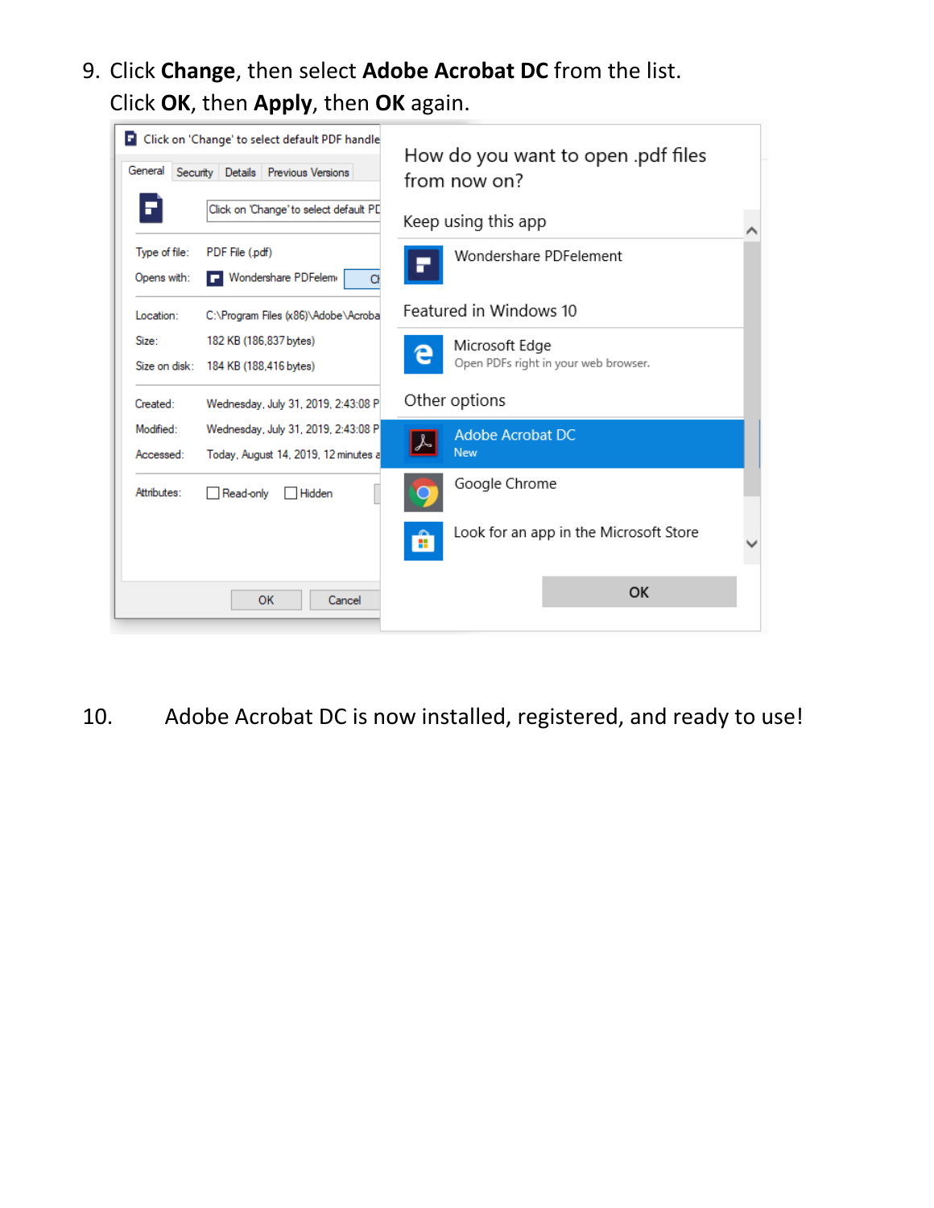9. Click **Change**, then select **Adobe Acrobat DC** from the list.
   Click **OK**, then **Apply**, then **OK** again.

10. Adobe Acrobat DC is now installed, registered, and ready to use!